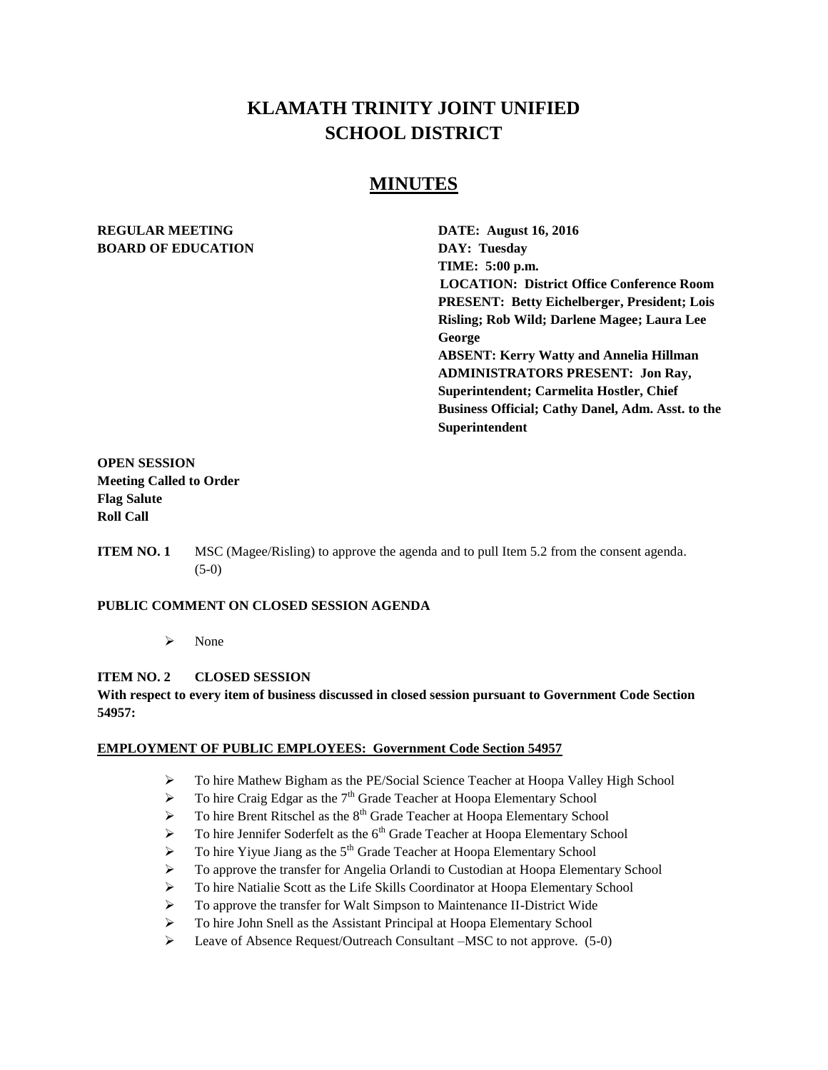# KLAMATH TRINITY JOINT UNIFIED SCHOOL DISTRICT

## MINUTES

**REGULAR MEETING**
**BOARD OF EDUCATION**

**DATE: August 16, 2016**
**DAY: Tuesday**
**TIME: 5:00 p.m.**
**LOCATION: District Office Conference Room**
**PRESENT: Betty Eichelberger, President; Lois Risling; Rob Wild; Darlene Magee; Laura Lee George**
**ABSENT: Kerry Watty and Annelia Hillman**
**ADMINISTRATORS PRESENT: Jon Ray, Superintendent; Carmelita Hostler, Chief Business Official; Cathy Danel, Adm. Asst. to the Superintendent**

**OPEN SESSION**
**Meeting Called to Order**
**Flag Salute**
**Roll Call**

**ITEM NO. 1** MSC (Magee/Risling) to approve the agenda and to pull Item 5.2 from the consent agenda. (5-0)

**PUBLIC COMMENT ON CLOSED SESSION AGENDA**

- None

**ITEM NO. 2 CLOSED SESSION**

**With respect to every item of business discussed in closed session pursuant to Government Code Section 54957:**

**EMPLOYMENT OF PUBLIC EMPLOYEES: Government Code Section 54957**

- To hire Mathew Bigham as the PE/Social Science Teacher at Hoopa Valley High School
- To hire Craig Edgar as the 7th Grade Teacher at Hoopa Elementary School
- To hire Brent Ritschel as the 8th Grade Teacher at Hoopa Elementary School
- To hire Jennifer Soderfelt as the 6th Grade Teacher at Hoopa Elementary School
- To hire Yiyue Jiang as the 5th Grade Teacher at Hoopa Elementary School
- To approve the transfer for Angelia Orlandi to Custodian at Hoopa Elementary School
- To hire Natialie Scott as the Life Skills Coordinator at Hoopa Elementary School
- To approve the transfer for Walt Simpson to Maintenance II-District Wide
- To hire John Snell as the Assistant Principal at Hoopa Elementary School
- Leave of Absence Request/Outreach Consultant –MSC to not approve. (5-0)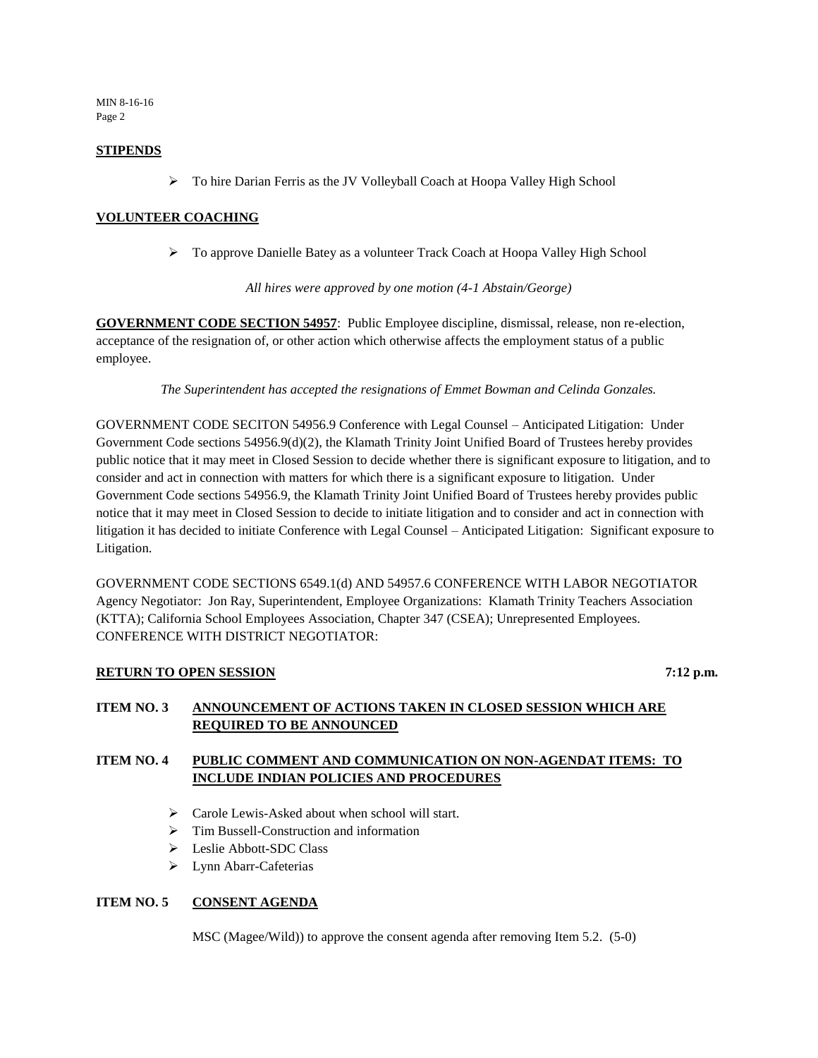**STIPENDS**

- To hire Darian Ferris as the JV Volleyball Coach at Hoopa Valley High School

**VOLUNTEER COACHING**

- To approve Danielle Batey as a volunteer Track Coach at Hoopa Valley High School

*All hires were approved by one motion (4-1 Abstain/George)*

**GOVERNMENT CODE SECTION 54957**: Public Employee discipline, dismissal, release, non re-election, acceptance of the resignation of, or other action which otherwise affects the employment status of a public employee.

*The Superintendent has accepted the resignations of Emmet Bowman and Celinda Gonzales.*

GOVERNMENT CODE SECITON 54956.9 Conference with Legal Counsel – Anticipated Litigation: Under Government Code sections 54956.9(d)(2), the Klamath Trinity Joint Unified Board of Trustees hereby provides public notice that it may meet in Closed Session to decide whether there is significant exposure to litigation, and to consider and act in connection with matters for which there is a significant exposure to litigation. Under Government Code sections 54956.9, the Klamath Trinity Joint Unified Board of Trustees hereby provides public notice that it may meet in Closed Session to decide to initiate litigation and to consider and act in connection with litigation it has decided to initiate Conference with Legal Counsel – Anticipated Litigation: Significant exposure to Litigation.

GOVERNMENT CODE SECTIONS 6549.1(d) AND 54957.6 CONFERENCE WITH LABOR NEGOTIATOR Agency Negotiator: Jon Ray, Superintendent, Employee Organizations: Klamath Trinity Teachers Association (KTTA); California School Employees Association, Chapter 347 (CSEA); Unrepresented Employees. CONFERENCE WITH DISTRICT NEGOTIATOR:

**RETURN TO OPEN SESSION** **7:12 p.m.**

**ITEM NO. 3 ANNOUNCEMENT OF ACTIONS TAKEN IN CLOSED SESSION WHICH ARE REQUIRED TO BE ANNOUNCED**

**ITEM NO. 4 PUBLIC COMMENT AND COMMUNICATION ON NON-AGENDAT ITEMS: TO INCLUDE INDIAN POLICIES AND PROCEDURES**

- Carole Lewis-Asked about when school will start.
- Tim Bussell-Construction and information
- Leslie Abbott-SDC Class
- Lynn Abarr-Cafeterias

**ITEM NO. 5 CONSENT AGENDA**

MSC (Magee/Wild)) to approve the consent agenda after removing Item 5.2. (5-0)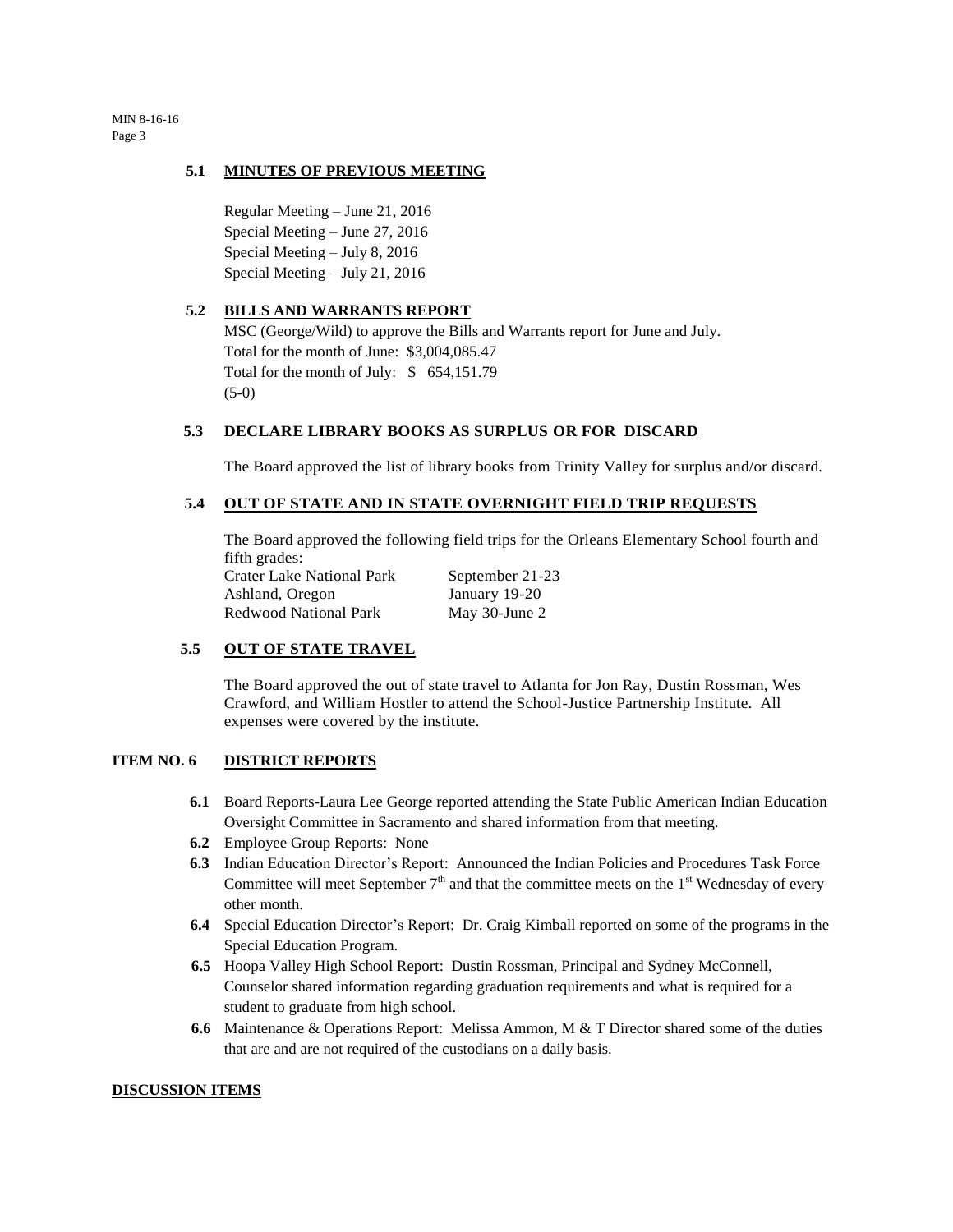### 5.1 MINUTES OF PREVIOUS MEETING

Regular Meeting – June 21, 2016
Special Meeting – June 27, 2016
Special Meeting – July 8, 2016
Special Meeting – July 21, 2016

### 5.2 BILLS AND WARRANTS REPORT

MSC (George/Wild) to approve the Bills and Warrants report for June and July.
Total for the month of June: $3,004,085.47
Total for the month of July: $ 654,151.79
(5-0)

### 5.3 DECLARE LIBRARY BOOKS AS SURPLUS OR FOR DISCARD

The Board approved the list of library books from Trinity Valley for surplus and/or discard.

### 5.4 OUT OF STATE AND IN STATE OVERNIGHT FIELD TRIP REQUESTS

The Board approved the following field trips for the Orleans Elementary School fourth and fifth grades:

| | |
|---|---|
| Crater Lake National Park | September 21-23 |
| Ashland, Oregon | January 19-20 |
| Redwood National Park | May 30-June 2 |

### 5.5 OUT OF STATE TRAVEL

The Board approved the out of state travel to Atlanta for Jon Ray, Dustin Rossman, Wes Crawford, and William Hostler to attend the School-Justice Partnership Institute. All expenses were covered by the institute.

## ITEM NO. 6 DISTRICT REPORTS

**6.1** Board Reports-Laura Lee George reported attending the State Public American Indian Education Oversight Committee in Sacramento and shared information from that meeting.

**6.2** Employee Group Reports: None

**6.3** Indian Education Director's Report: Announced the Indian Policies and Procedures Task Force Committee will meet September 7th and that the committee meets on the 1st Wednesday of every other month.

**6.4** Special Education Director's Report: Dr. Craig Kimball reported on some of the programs in the Special Education Program.

**6.5** Hoopa Valley High School Report: Dustin Rossman, Principal and Sydney McConnell, Counselor shared information regarding graduation requirements and what is required for a student to graduate from high school.

**6.6** Maintenance & Operations Report: Melissa Ammon, M & T Director shared some of the duties that are and are not required of the custodians on a daily basis.

## DISCUSSION ITEMS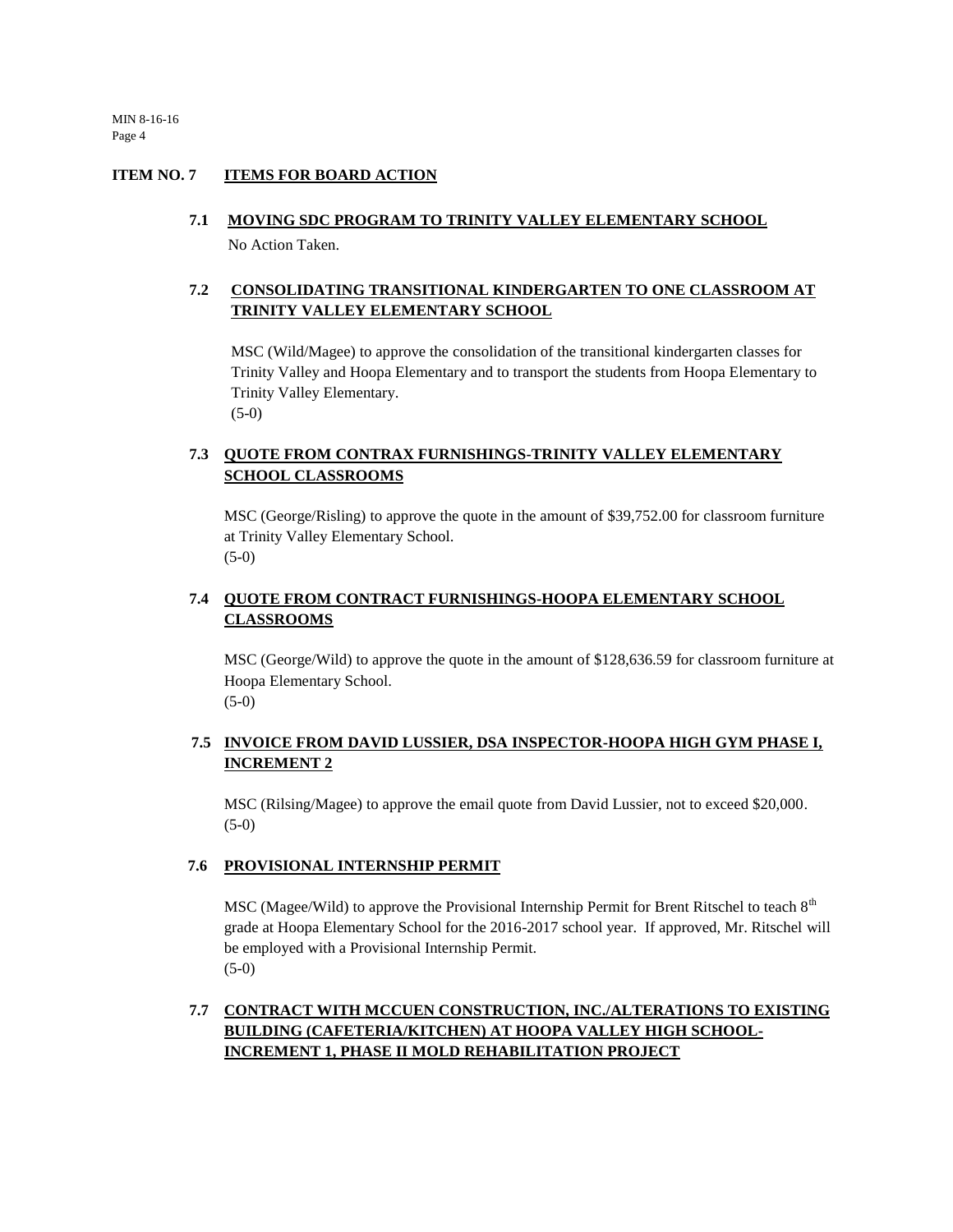## ITEM NO. 7 ITEMS FOR BOARD ACTION

### 7.1 MOVING SDC PROGRAM TO TRINITY VALLEY ELEMENTARY SCHOOL

No Action Taken.

### 7.2 CONSOLIDATING TRANSITIONAL KINDERGARTEN TO ONE CLASSROOM AT TRINITY VALLEY ELEMENTARY SCHOOL

MSC (Wild/Magee) to approve the consolidation of the transitional kindergarten classes for Trinity Valley and Hoopa Elementary and to transport the students from Hoopa Elementary to Trinity Valley Elementary.
(5-0)

### 7.3 QUOTE FROM CONTRAX FURNISHINGS-TRINITY VALLEY ELEMENTARY SCHOOL CLASSROOMS

MSC (George/Risling) to approve the quote in the amount of $39,752.00 for classroom furniture at Trinity Valley Elementary School.
(5-0)

### 7.4 QUOTE FROM CONTRACT FURNISHINGS-HOOPA ELEMENTARY SCHOOL CLASSROOMS

MSC (George/Wild) to approve the quote in the amount of $128,636.59 for classroom furniture at Hoopa Elementary School.
(5-0)

### 7.5 INVOICE FROM DAVID LUSSIER, DSA INSPECTOR-HOOPA HIGH GYM PHASE I, INCREMENT 2

MSC (Rilsing/Magee) to approve the email quote from David Lussier, not to exceed $20,000.
(5-0)

### 7.6 PROVISIONAL INTERNSHIP PERMIT

MSC (Magee/Wild) to approve the Provisional Internship Permit for Brent Ritschel to teach 8th grade at Hoopa Elementary School for the 2016-2017 school year. If approved, Mr. Ritschel will be employed with a Provisional Internship Permit.
(5-0)

### 7.7 CONTRACT WITH MCCUEN CONSTRUCTION, INC./ALTERATIONS TO EXISTING BUILDING (CAFETERIA/KITCHEN) AT HOOPA VALLEY HIGH SCHOOL-INCREMENT 1, PHASE II MOLD REHABILITATION PROJECT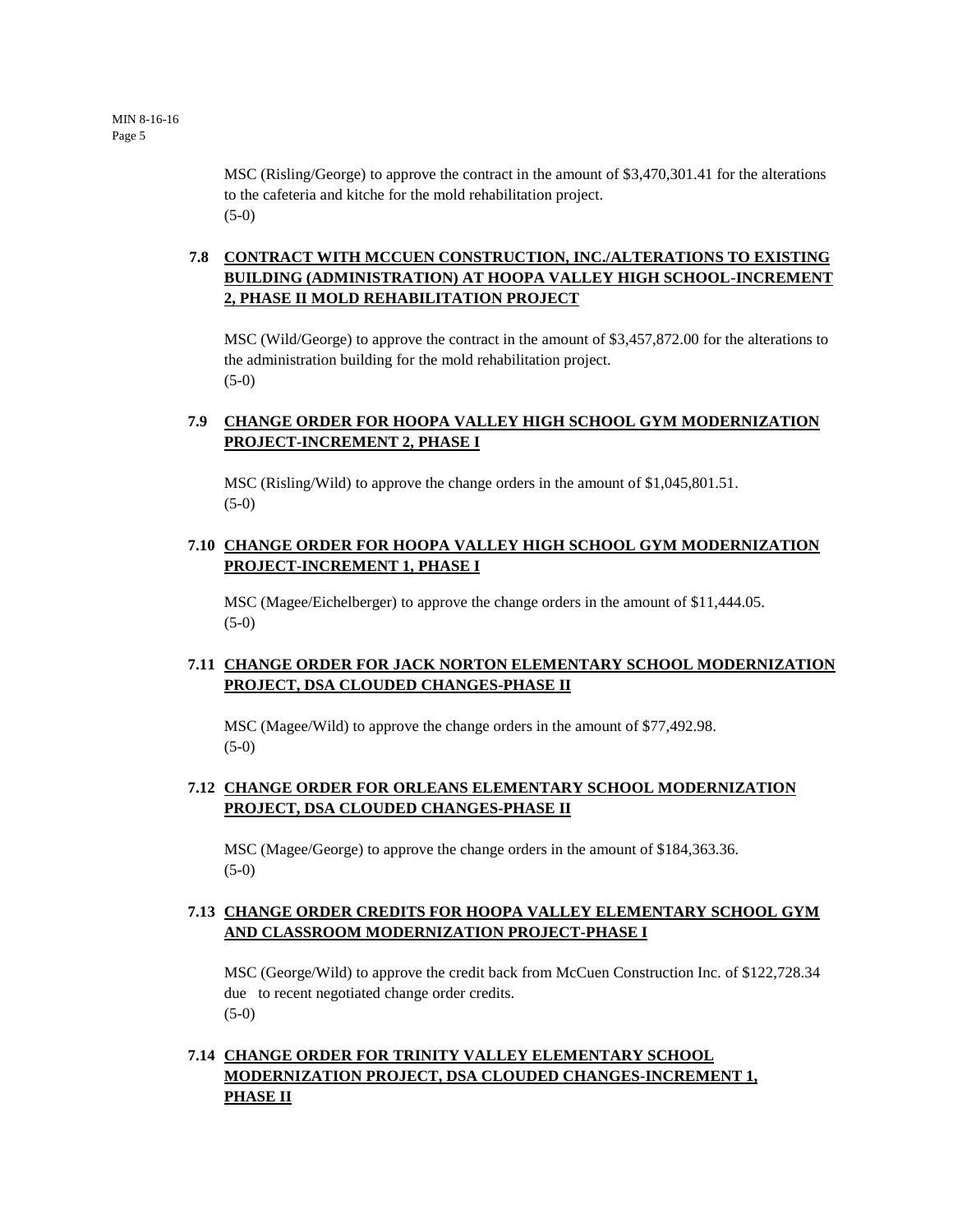MSC (Risling/George) to approve the contract in the amount of $3,470,301.41 for the alterations to the cafeteria and kitche for the mold rehabilitation project.
(5-0)

**7.8 CONTRACT WITH MCCUEN CONSTRUCTION, INC./ALTERATIONS TO EXISTING BUILDING (ADMINISTRATION) AT HOOPA VALLEY HIGH SCHOOL-INCREMENT 2, PHASE II MOLD REHABILITATION PROJECT**

MSC (Wild/George) to approve the contract in the amount of $3,457,872.00 for the alterations to the administration building for the mold rehabilitation project.
(5-0)

**7.9 CHANGE ORDER FOR HOOPA VALLEY HIGH SCHOOL GYM MODERNIZATION PROJECT-INCREMENT 2, PHASE I**

MSC (Risling/Wild) to approve the change orders in the amount of $1,045,801.51.
(5-0)

**7.10 CHANGE ORDER FOR HOOPA VALLEY HIGH SCHOOL GYM MODERNIZATION PROJECT-INCREMENT 1, PHASE I**

MSC (Magee/Eichelberger) to approve the change orders in the amount of $11,444.05.
(5-0)

**7.11 CHANGE ORDER FOR JACK NORTON ELEMENTARY SCHOOL MODERNIZATION PROJECT, DSA CLOUDED CHANGES-PHASE II**

MSC (Magee/Wild) to approve the change orders in the amount of $77,492.98.
(5-0)

**7.12 CHANGE ORDER FOR ORLEANS ELEMENTARY SCHOOL MODERNIZATION PROJECT, DSA CLOUDED CHANGES-PHASE II**

MSC (Magee/George) to approve the change orders in the amount of $184,363.36.
(5-0)

**7.13 CHANGE ORDER CREDITS FOR HOOPA VALLEY ELEMENTARY SCHOOL GYM AND CLASSROOM MODERNIZATION PROJECT-PHASE I**

MSC (George/Wild) to approve the credit back from McCuen Construction Inc. of $122,728.34 due to recent negotiated change order credits.
(5-0)

**7.14 CHANGE ORDER FOR TRINITY VALLEY ELEMENTARY SCHOOL MODERNIZATION PROJECT, DSA CLOUDED CHANGES-INCREMENT 1, PHASE II**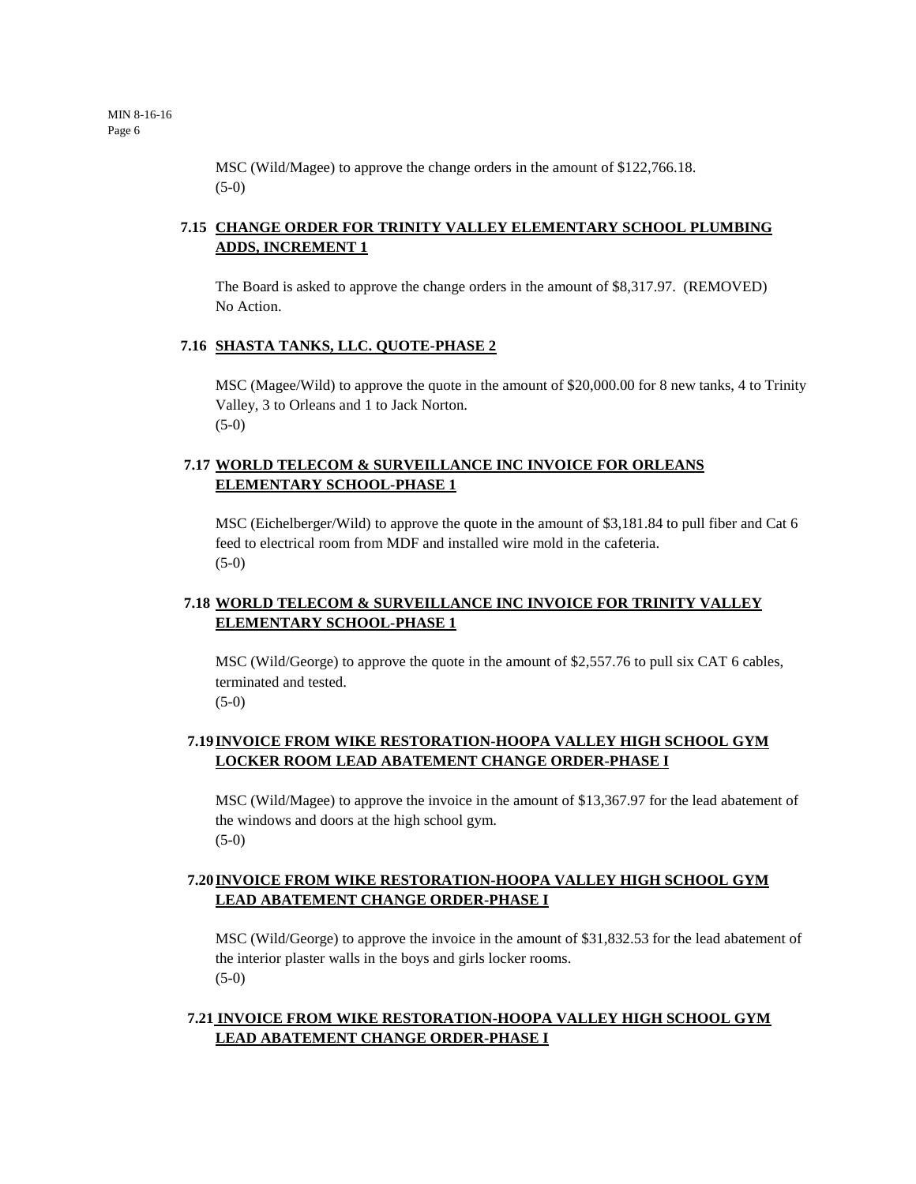MSC (Wild/Magee) to approve the change orders in the amount of $122,766.18.
(5-0)

**7.15 <u>CHANGE ORDER FOR TRINITY VALLEY ELEMENTARY SCHOOL PLUMBING ADDS, INCREMENT 1</u>**

The Board is asked to approve the change orders in the amount of $8,317.97. (REMOVED)
No Action.

**7.16 <u>SHASTA TANKS, LLC. QUOTE-PHASE 2</u>**

MSC (Magee/Wild) to approve the quote in the amount of $20,000.00 for 8 new tanks, 4 to Trinity Valley, 3 to Orleans and 1 to Jack Norton.
(5-0)

**7.17 <u>WORLD TELECOM & SURVEILLANCE INC INVOICE FOR ORLEANS ELEMENTARY SCHOOL-PHASE 1</u>**

MSC (Eichelberger/Wild) to approve the quote in the amount of $3,181.84 to pull fiber and Cat 6 feed to electrical room from MDF and installed wire mold in the cafeteria.
(5-0)

**7.18 <u>WORLD TELECOM & SURVEILLANCE INC INVOICE FOR TRINITY VALLEY ELEMENTARY SCHOOL-PHASE 1</u>**

MSC (Wild/George) to approve the quote in the amount of $2,557.76 to pull six CAT 6 cables, terminated and tested.
(5-0)

**7.19 <u>INVOICE FROM WIKE RESTORATION-HOOPA VALLEY HIGH SCHOOL GYM LOCKER ROOM LEAD ABATEMENT CHANGE ORDER-PHASE I</u>**

MSC (Wild/Magee) to approve the invoice in the amount of $13,367.97 for the lead abatement of the windows and doors at the high school gym.
(5-0)

**7.20 <u>INVOICE FROM WIKE RESTORATION-HOOPA VALLEY HIGH SCHOOL GYM LEAD ABATEMENT CHANGE ORDER-PHASE I</u>**

MSC (Wild/George) to approve the invoice in the amount of $31,832.53 for the lead abatement of the interior plaster walls in the boys and girls locker rooms.
(5-0)

**7.21 <u>INVOICE FROM WIKE RESTORATION-HOOPA VALLEY HIGH SCHOOL GYM LEAD ABATEMENT CHANGE ORDER-PHASE I</u>**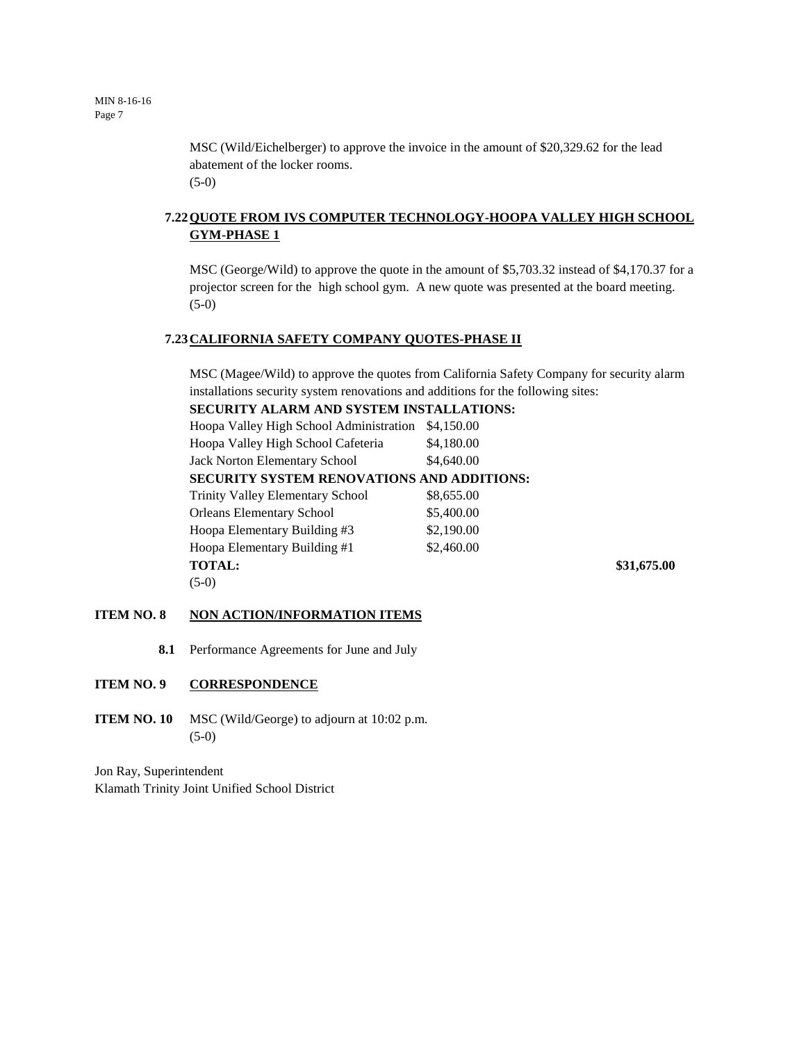MSC (Wild/Eichelberger) to approve the invoice in the amount of $20,329.62 for the lead abatement of the locker rooms.
(5-0)

### 7.22 QUOTE FROM IVS COMPUTER TECHNOLOGY-HOOPA VALLEY HIGH SCHOOL GYM-PHASE 1

MSC (George/Wild) to approve the quote in the amount of $5,703.32 instead of $4,170.37 for a projector screen for the high school gym. A new quote was presented at the board meeting.
(5-0)

### 7.23 CALIFORNIA SAFETY COMPANY QUOTES-PHASE II

MSC (Magee/Wild) to approve the quotes from California Safety Company for security alarm installations security system renovations and additions for the following sites:

| | | |
|---|---|---|
| **SECURITY ALARM AND SYSTEM INSTALLATIONS:** | | |
| Hoopa Valley High School Administration | $4,150.00 | |
| Hoopa Valley High School Cafeteria | $4,180.00 | |
| Jack Norton Elementary School | $4,640.00 | |
| **SECURITY SYSTEM RENOVATIONS AND ADDITIONS:** | | |
| Trinity Valley Elementary School | $8,655.00 | |
| Orleans Elementary School | $5,400.00 | |
| Hoopa Elementary Building #3 | $2,190.00 | |
| Hoopa Elementary Building #1 | $2,460.00 | |
| **TOTAL:** | | **$31,675.00** |

(5-0)

## ITEM NO. 8 NON ACTION/INFORMATION ITEMS

**8.1** Performance Agreements for June and July

## ITEM NO. 9 CORRESPONDENCE

**ITEM NO. 10** MSC (Wild/George) to adjourn at 10:02 p.m.
(5-0)

Jon Ray, Superintendent
Klamath Trinity Joint Unified School District